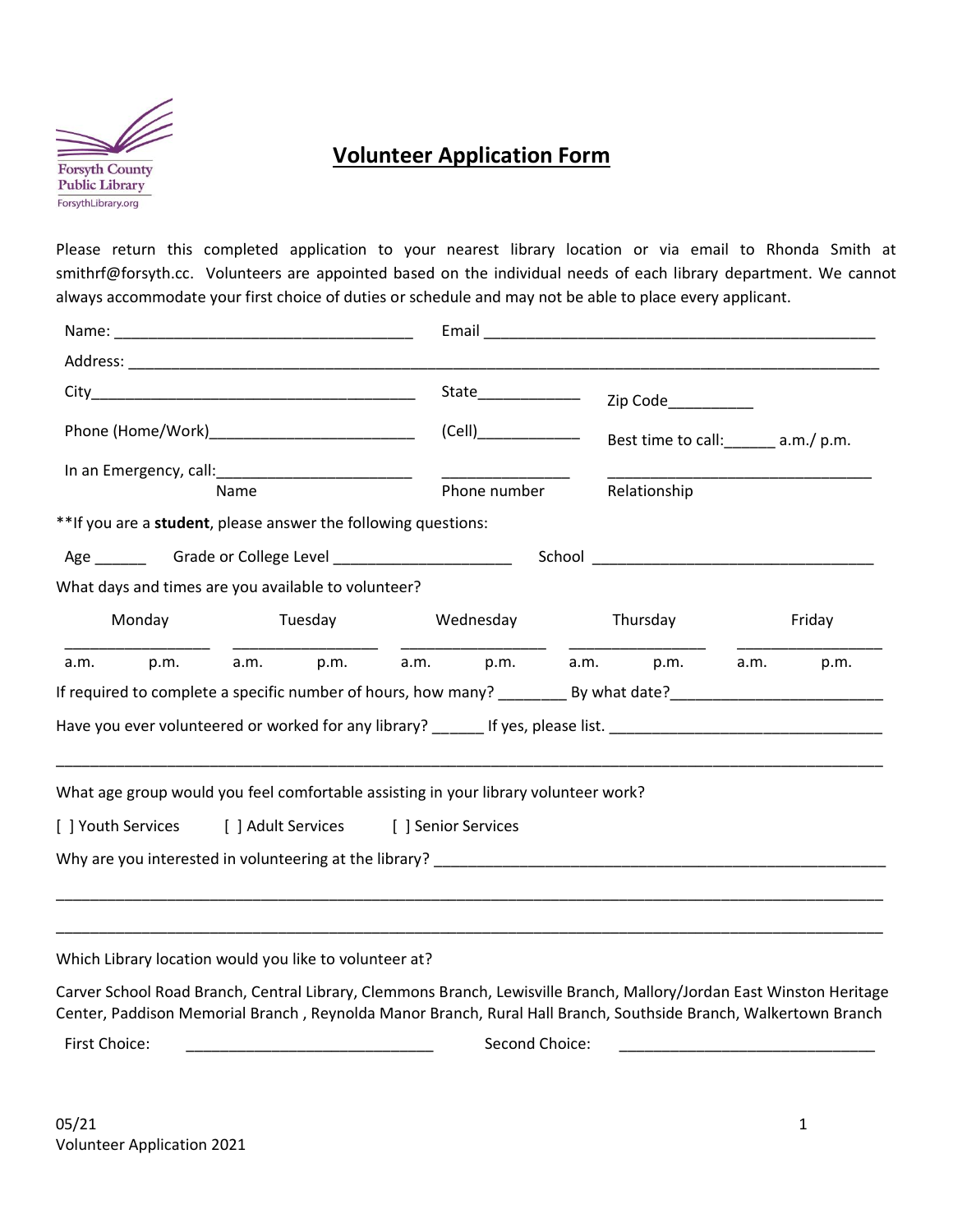Forsyth County Public Library
ForsythLibrary.org

# Volunteer Application Form

Please return this completed application to your nearest library location or via email to Rhonda Smith at smithrf@forsyth.cc. Volunteers are appointed based on the individual needs of each library department. We cannot always accommodate your first choice of duties or schedule and may not be able to place every applicant.

Name: ___________________________________ Email ______________________________________________

Address: ________________________________________________________________________________________

City_______________________________________ State____________ Zip Code__________

Phone (Home/Work)________________________ (Cell)____________ Best time to call:______ a.m./ p.m.

In an Emergency, call:_______________________ _______________ ______________________________

Name | Phone number | Relationship

**If you are a **student**, please answer the following questions:

Age ______ Grade or College Level _____________________ School _________________________________

What days and times are you available to volunteer?

| Monday | | Tuesday | | Wednesday | | Thursday | | Friday | |
|---|---|---|---|---|---|---|---|---|---|
| a.m. | p.m. | a.m. | p.m. | a.m. | p.m. | a.m. | p.m. | a.m. | p.m. |

If required to complete a specific number of hours, how many? ________ By what date?________________________

Have you ever volunteered or worked for any library? ______ If yes, please list. ________________________________

_________________________________________________________________________________________________

What age group would you feel comfortable assisting in your library volunteer work?

[ ] Youth Services [ ] Adult Services [ ] Senior Services

Why are you interested in volunteering at the library? ______________________________________________________

_________________________________________________________________________________________________

_________________________________________________________________________________________________

Which Library location would you like to volunteer at?

Carver School Road Branch, Central Library, Clemmons Branch, Lewisville Branch, Mallory/Jordan East Winston Heritage Center, Paddison Memorial Branch , Reynolda Manor Branch, Rural Hall Branch, Southside Branch, Walkertown Branch

First Choice: _____________________________ Second Choice: ______________________________

05/21
Volunteer Application 2021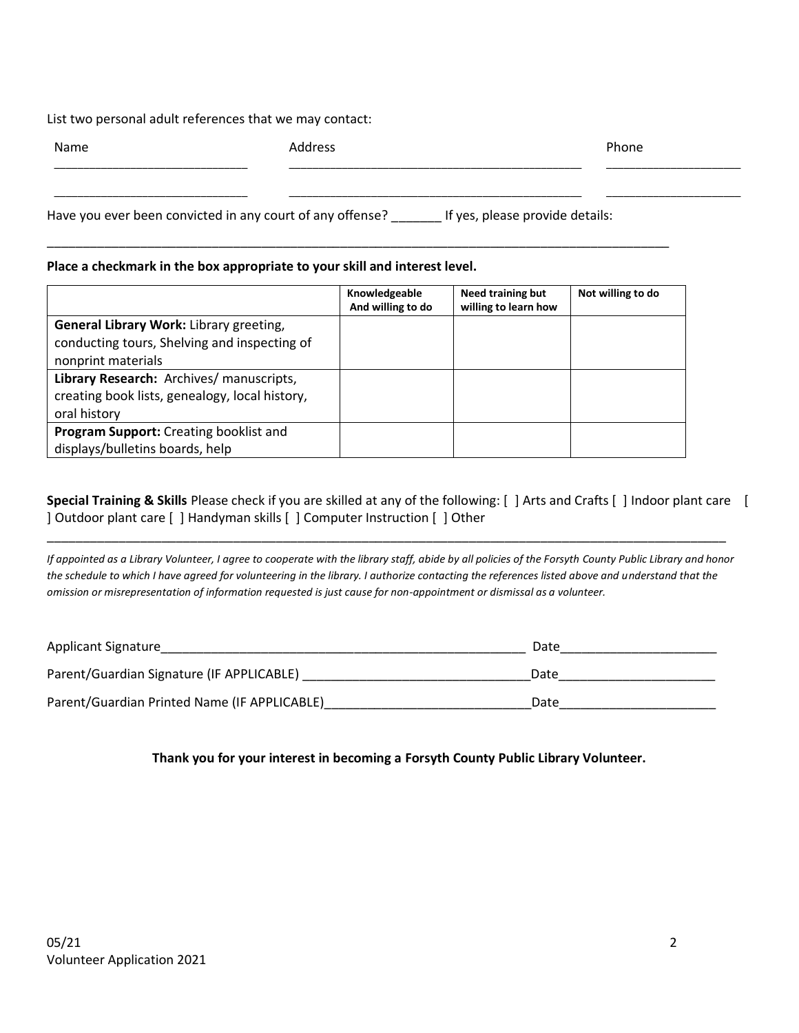List two personal adult references that we may contact:

| Name | Address | Phone |
| --- | --- | --- |
| ___________________________ | __________________________________________ | ___________________ |
| ___________________________ | __________________________________________ | ___________________ |

Have you ever been convicted in any court of any offense? _______ If yes, please provide details:

_____________________________________________________________________________________________

**Place a checkmark in the box appropriate to your skill and interest level.**

| | Knowledgeable And willing to do | Need training but willing to learn how | Not willing to do |
| --- | --- | --- | --- |
| **General Library Work:** Library greeting, conducting tours, Shelving and inspecting of nonprint materials | | | |
| **Library Research:** Archives/ manuscripts, creating book lists, genealogy, local history, oral history | | | |
| **Program Support:** Creating booklist and displays/bulletins boards, help | | | |

**Special Training & Skills** Please check if you are skilled at any of the following: [ ] Arts and Crafts [ ] Indoor plant care [ ] Outdoor plant care [ ] Handyman skills [ ] Computer Instruction [ ] Other

_____________________________________________________________________________________________

*If appointed as a Library Volunteer, I agree to cooperate with the library staff, abide by all policies of the Forsyth County Public Library and honor the schedule to which I have agreed for volunteering in the library. I authorize contacting the references listed above and understand that the omission or misrepresentation of information requested is just cause for non-appointment or dismissal as a volunteer.*

Applicant Signature_____________________________________________________ Date______________________

Parent/Guardian Signature (IF APPLICABLE) ________________________________Date______________________

Parent/Guardian Printed Name (IF APPLICABLE)_____________________________Date______________________

**Thank you for your interest in becoming a Forsyth County Public Library Volunteer.**

05/21
Volunteer Application 2021